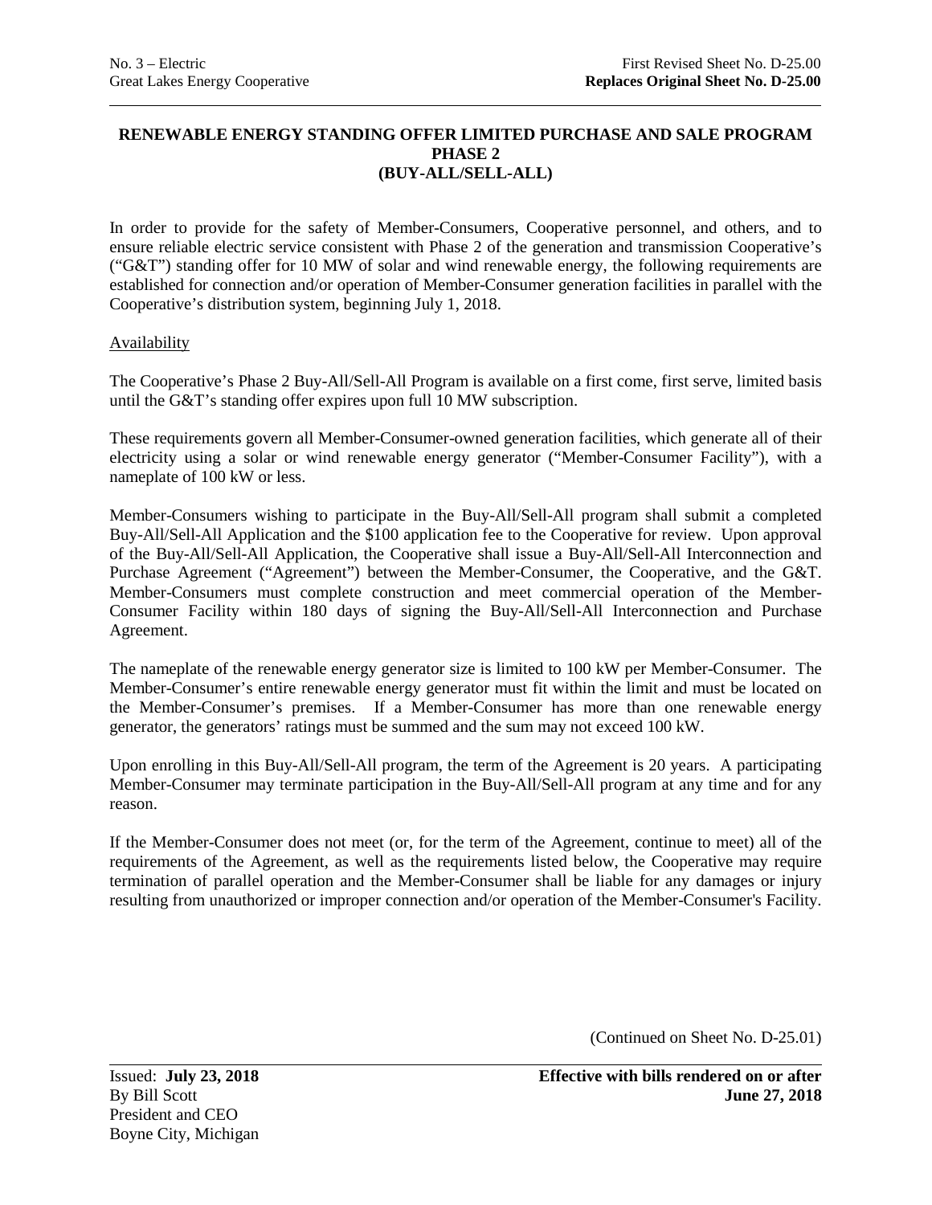# RENEWABLE ENERGY STANDING OFFER LIMITED PURCHASE AND SALE PROGRAM PHASE 2 (BUY-ALL/SELL-ALL)

In order to provide for the safety of Member-Consumers, Cooperative personnel, and others, and to ensure reliable electric service consistent with Phase 2 of the generation and transmission Cooperative's ("G&T") standing offer for 10 MW of solar and wind renewable energy, the following requirements are established for connection and/or operation of Member-Consumer generation facilities in parallel with the Cooperative's distribution system, beginning July 1, 2018.

## Availability

The Cooperative's Phase 2 Buy-All/Sell-All Program is available on a first come, first serve, limited basis until the G&T's standing offer expires upon full 10 MW subscription.

These requirements govern all Member-Consumer-owned generation facilities, which generate all of their electricity using a solar or wind renewable energy generator ("Member-Consumer Facility"), with a nameplate of 100 kW or less.

Member-Consumers wishing to participate in the Buy-All/Sell-All program shall submit a completed Buy-All/Sell-All Application and the $100 application fee to the Cooperative for review. Upon approval of the Buy-All/Sell-All Application, the Cooperative shall issue a Buy-All/Sell-All Interconnection and Purchase Agreement ("Agreement") between the Member-Consumer, the Cooperative, and the G&T. Member-Consumers must complete construction and meet commercial operation of the Member-Consumer Facility within 180 days of signing the Buy-All/Sell-All Interconnection and Purchase Agreement.

The nameplate of the renewable energy generator size is limited to 100 kW per Member-Consumer. The Member-Consumer's entire renewable energy generator must fit within the limit and must be located on the Member-Consumer's premises. If a Member-Consumer has more than one renewable energy generator, the generators' ratings must be summed and the sum may not exceed 100 kW.

Upon enrolling in this Buy-All/Sell-All program, the term of the Agreement is 20 years. A participating Member-Consumer may terminate participation in the Buy-All/Sell-All program at any time and for any reason.

If the Member-Consumer does not meet (or, for the term of the Agreement, continue to meet) all of the requirements of the Agreement, as well as the requirements listed below, the Cooperative may require termination of parallel operation and the Member-Consumer shall be liable for any damages or injury resulting from unauthorized or improper connection and/or operation of the Member-Consumer's Facility.

(Continued on Sheet No. D-25.01)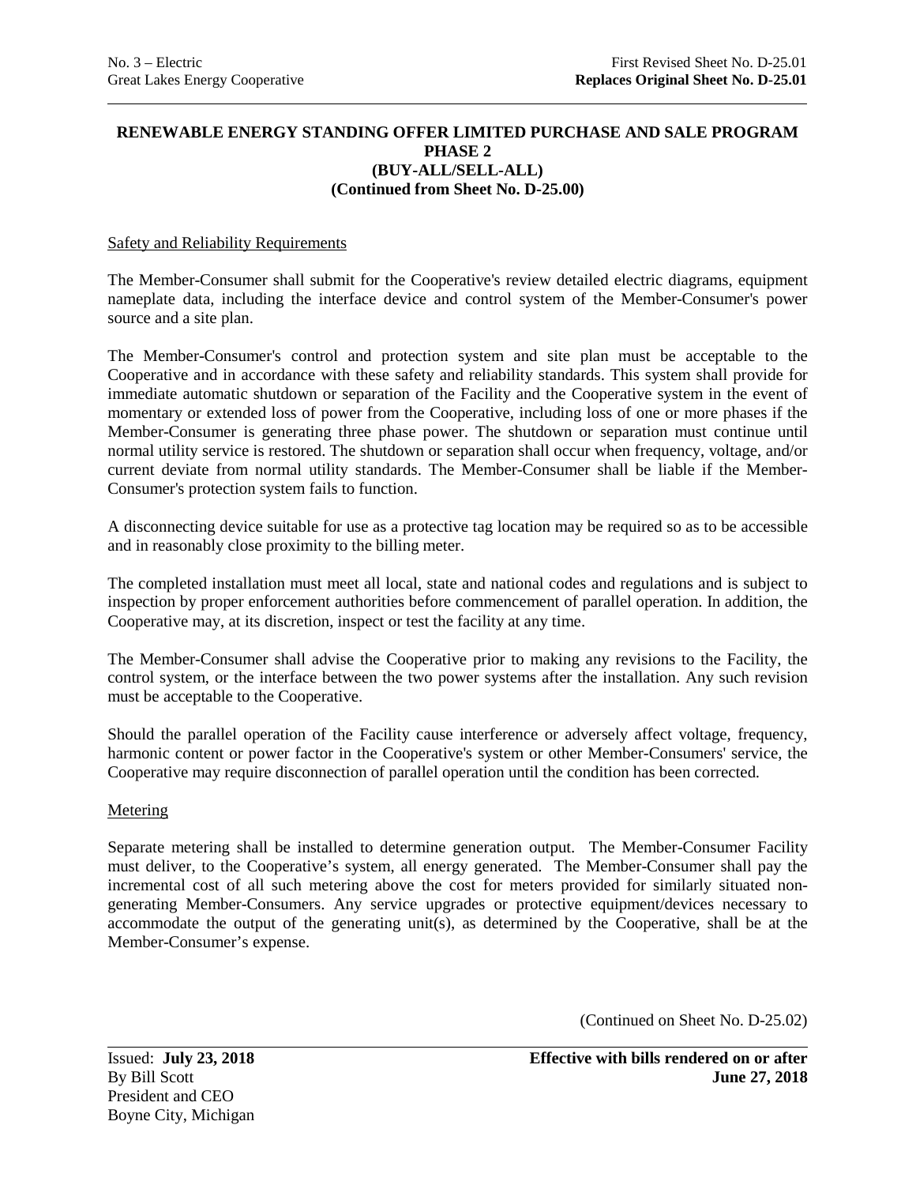## RENEWABLE ENERGY STANDING OFFER LIMITED PURCHASE AND SALE PROGRAM PHASE 2 (BUY-ALL/SELL-ALL)
**(Continued from Sheet No. D-25.00)**

### Safety and Reliability Requirements

The Member-Consumer shall submit for the Cooperative's review detailed electric diagrams, equipment nameplate data, including the interface device and control system of the Member-Consumer's power source and a site plan.

The Member-Consumer's control and protection system and site plan must be acceptable to the Cooperative and in accordance with these safety and reliability standards. This system shall provide for immediate automatic shutdown or separation of the Facility and the Cooperative system in the event of momentary or extended loss of power from the Cooperative, including loss of one or more phases if the Member-Consumer is generating three phase power. The shutdown or separation must continue until normal utility service is restored. The shutdown or separation shall occur when frequency, voltage, and/or current deviate from normal utility standards. The Member-Consumer shall be liable if the Member-Consumer's protection system fails to function.

A disconnecting device suitable for use as a protective tag location may be required so as to be accessible and in reasonably close proximity to the billing meter.

The completed installation must meet all local, state and national codes and regulations and is subject to inspection by proper enforcement authorities before commencement of parallel operation. In addition, the Cooperative may, at its discretion, inspect or test the facility at any time.

The Member-Consumer shall advise the Cooperative prior to making any revisions to the Facility, the control system, or the interface between the two power systems after the installation. Any such revision must be acceptable to the Cooperative.

Should the parallel operation of the Facility cause interference or adversely affect voltage, frequency, harmonic content or power factor in the Cooperative's system or other Member-Consumers' service, the Cooperative may require disconnection of parallel operation until the condition has been corrected.

### Metering

Separate metering shall be installed to determine generation output. The Member-Consumer Facility must deliver, to the Cooperative's system, all energy generated. The Member-Consumer shall pay the incremental cost of all such metering above the cost for meters provided for similarly situated non-generating Member-Consumers. Any service upgrades or protective equipment/devices necessary to accommodate the output of the generating unit(s), as determined by the Cooperative, shall be at the Member-Consumer's expense.

(Continued on Sheet No. D-25.02)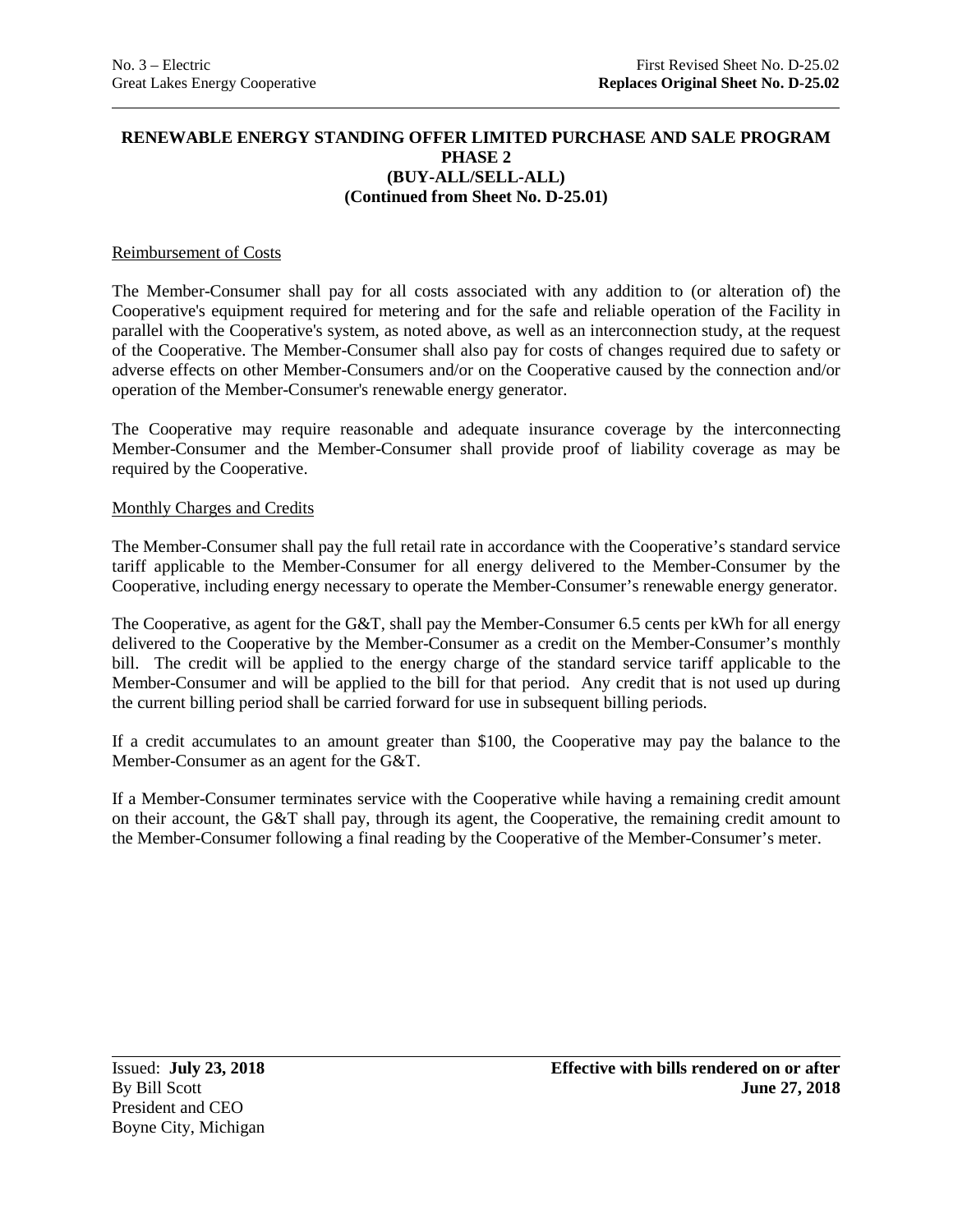**RENEWABLE ENERGY STANDING OFFER LIMITED PURCHASE AND SALE PROGRAM PHASE 2 (BUY-ALL/SELL-ALL) (Continued from Sheet No. D-25.01)**

Reimbursement of Costs

The Member-Consumer shall pay for all costs associated with any addition to (or alteration of) the Cooperative's equipment required for metering and for the safe and reliable operation of the Facility in parallel with the Cooperative's system, as noted above, as well as an interconnection study, at the request of the Cooperative. The Member-Consumer shall also pay for costs of changes required due to safety or adverse effects on other Member-Consumers and/or on the Cooperative caused by the connection and/or operation of the Member-Consumer's renewable energy generator.

The Cooperative may require reasonable and adequate insurance coverage by the interconnecting Member-Consumer and the Member-Consumer shall provide proof of liability coverage as may be required by the Cooperative.

Monthly Charges and Credits

The Member-Consumer shall pay the full retail rate in accordance with the Cooperative's standard service tariff applicable to the Member-Consumer for all energy delivered to the Member-Consumer by the Cooperative, including energy necessary to operate the Member-Consumer's renewable energy generator.

The Cooperative, as agent for the G&T, shall pay the Member-Consumer 6.5 cents per kWh for all energy delivered to the Cooperative by the Member-Consumer as a credit on the Member-Consumer's monthly bill. The credit will be applied to the energy charge of the standard service tariff applicable to the Member-Consumer and will be applied to the bill for that period. Any credit that is not used up during the current billing period shall be carried forward for use in subsequent billing periods.

If a credit accumulates to an amount greater than $100, the Cooperative may pay the balance to the Member-Consumer as an agent for the G&T.

If a Member-Consumer terminates service with the Cooperative while having a remaining credit amount on their account, the G&T shall pay, through its agent, the Cooperative, the remaining credit amount to the Member-Consumer following a final reading by the Cooperative of the Member-Consumer's meter.

Issued: **July 23, 2018**
By Bill Scott
President and CEO
Boyne City, Michigan

**Effective with bills rendered on or after June 27, 2018**